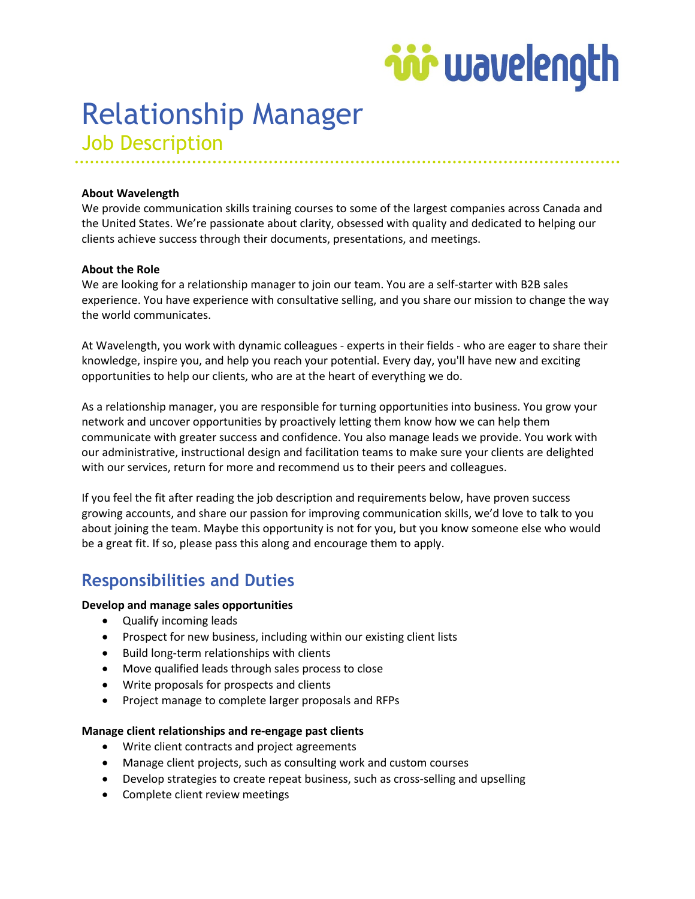wavelength

# Relationship Manager

## Job Description

**About Wavelength**

We provide communication skills training courses to some of the largest companies across Canada and the United States. We're passionate about clarity, obsessed with quality and dedicated to helping our clients achieve success through their documents, presentations, and meetings.

**About the Role**

We are looking for a relationship manager to join our team. You are a self-starter with B2B sales experience. You have experience with consultative selling, and you share our mission to change the way the world communicates.

At Wavelength, you work with dynamic colleagues - experts in their fields - who are eager to share their knowledge, inspire you, and help you reach your potential. Every day, you'll have new and exciting opportunities to help our clients, who are at the heart of everything we do.

As a relationship manager, you are responsible for turning opportunities into business. You grow your network and uncover opportunities by proactively letting them know how we can help them communicate with greater success and confidence. You also manage leads we provide. You work with our administrative, instructional design and facilitation teams to make sure your clients are delighted with our services, return for more and recommend us to their peers and colleagues.

If you feel the fit after reading the job description and requirements below, have proven success growing accounts, and share our passion for improving communication skills, we'd love to talk to you about joining the team. Maybe this opportunity is not for you, but you know someone else who would be a great fit. If so, please pass this along and encourage them to apply.

## Responsibilities and Duties

**Develop and manage sales opportunities**

- Qualify incoming leads
- Prospect for new business, including within our existing client lists
- Build long-term relationships with clients
- Move qualified leads through sales process to close
- Write proposals for prospects and clients
- Project manage to complete larger proposals and RFPs

**Manage client relationships and re-engage past clients**

- Write client contracts and project agreements
- Manage client projects, such as consulting work and custom courses
- Develop strategies to create repeat business, such as cross-selling and upselling
- Complete client review meetings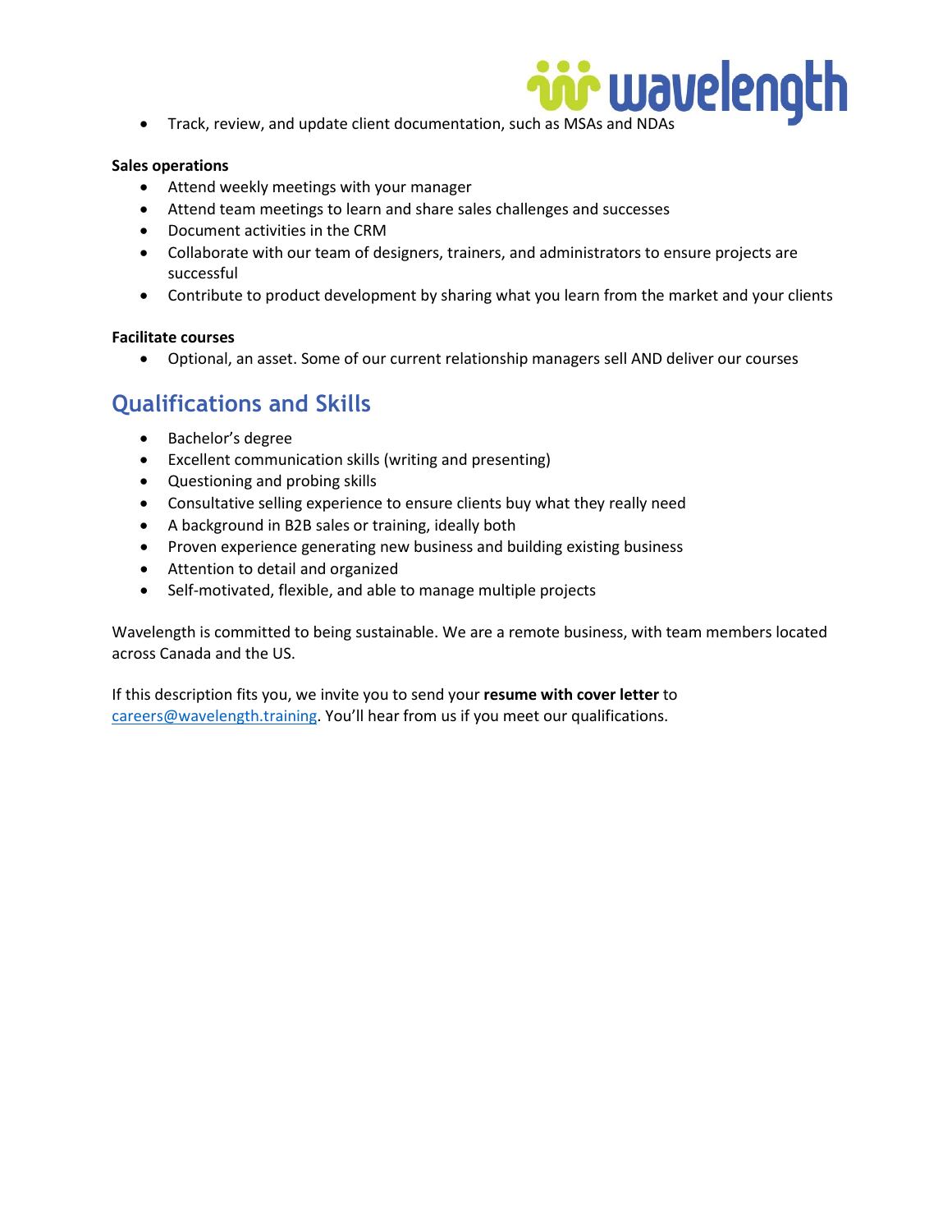- Track, review, and update client documentation, such as MSAs and NDAs

**Sales operations**

- Attend weekly meetings with your manager
- Attend team meetings to learn and share sales challenges and successes
- Document activities in the CRM
- Collaborate with our team of designers, trainers, and administrators to ensure projects are successful
- Contribute to product development by sharing what you learn from the market and your clients

**Facilitate courses**

- Optional, an asset. Some of our current relationship managers sell AND deliver our courses

## Qualifications and Skills

- Bachelor's degree
- Excellent communication skills (writing and presenting)
- Questioning and probing skills
- Consultative selling experience to ensure clients buy what they really need
- A background in B2B sales or training, ideally both
- Proven experience generating new business and building existing business
- Attention to detail and organized
- Self-motivated, flexible, and able to manage multiple projects

Wavelength is committed to being sustainable. We are a remote business, with team members located across Canada and the US.

If this description fits you, we invite you to send your **resume with cover letter** to careers@wavelength.training. You'll hear from us if you meet our qualifications.